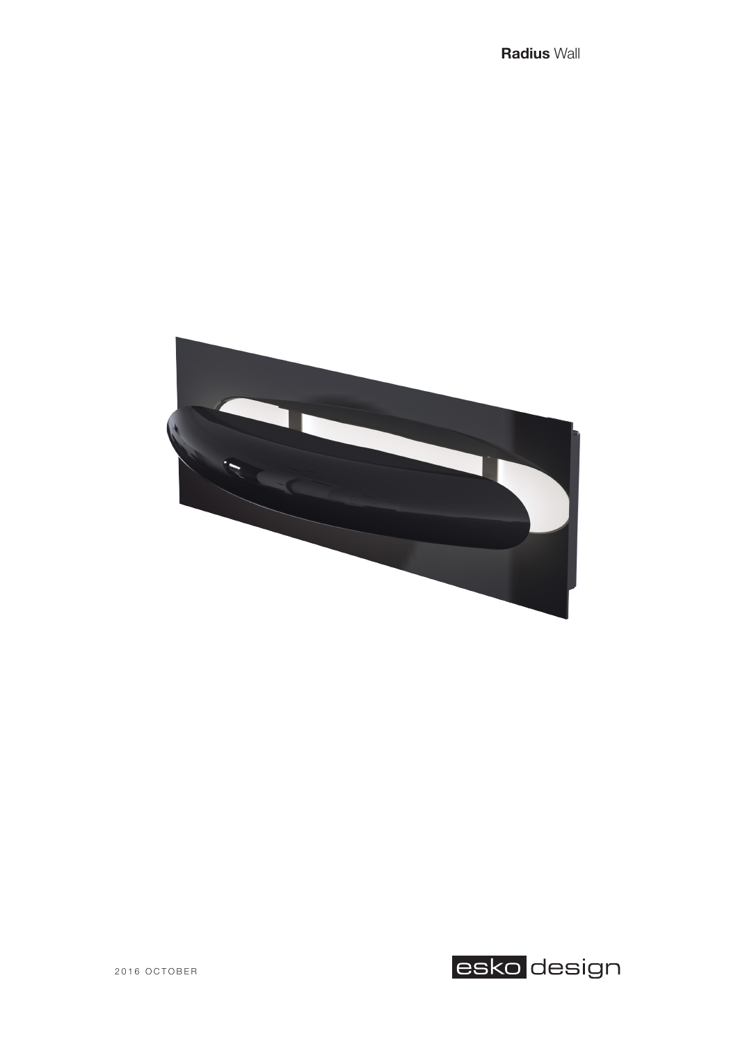**Radius** Wall

2016 OCTOBER

esko design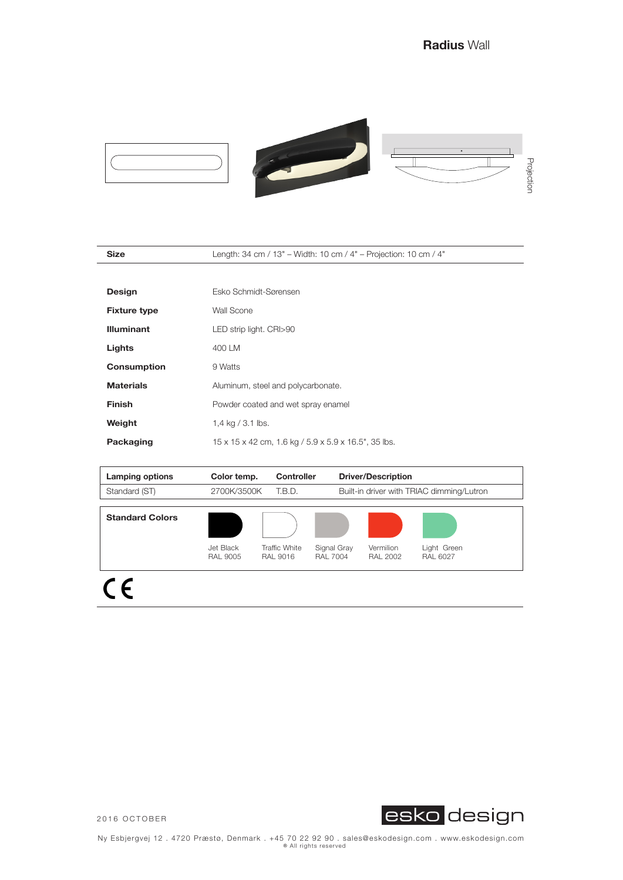# Radius Wall

Projection

| | |
|---|---|
| **Size** | Length: 34 cm / 13" – Width: 10 cm / 4" – Projection: 10 cm / 4" |

| | |
|---|---|
| **Design** | Esko Schmidt-Sørensen |
| **Fixture type** | Wall Scone |
| **Illuminant** | LED strip light. CRI>90 |
| **Lights** | 400 LM |
| **Consumption** | 9 Watts |
| **Materials** | Aluminum, steel and polycarbonate. |
| **Finish** | Powder coated and wet spray enamel |
| **Weight** | 1,4 kg / 3.1 lbs. |
| **Packaging** | 15 x 15 x 42 cm, 1.6 kg / 5.9 x 5.9 x 16.5", 35 lbs. |

| **Lamping options** | **Color temp.** | **Controller** | **Driver/Description** |
|---|---|---|---|
| Standard (ST) | 2700K/3500K | T.B.D. | Built-in driver with TRIAC dimming/Lutron |

| **Standard Colors** | | | | | |
|---|---|---|---|---|---|
| | Jet Black RAL 9005 | Traffic White RAL 9016 | Signal Gray RAL 7004 | Vermilion RAL 2002 | Light Green RAL 6027 |

CE

2016 OCTOBER

esko design

Ny Esbjergvej 12 . 4720 Præstø, Denmark . +45 70 22 92 90 . sales@eskodesign.com . www.eskodesign.com
® All rights reserved